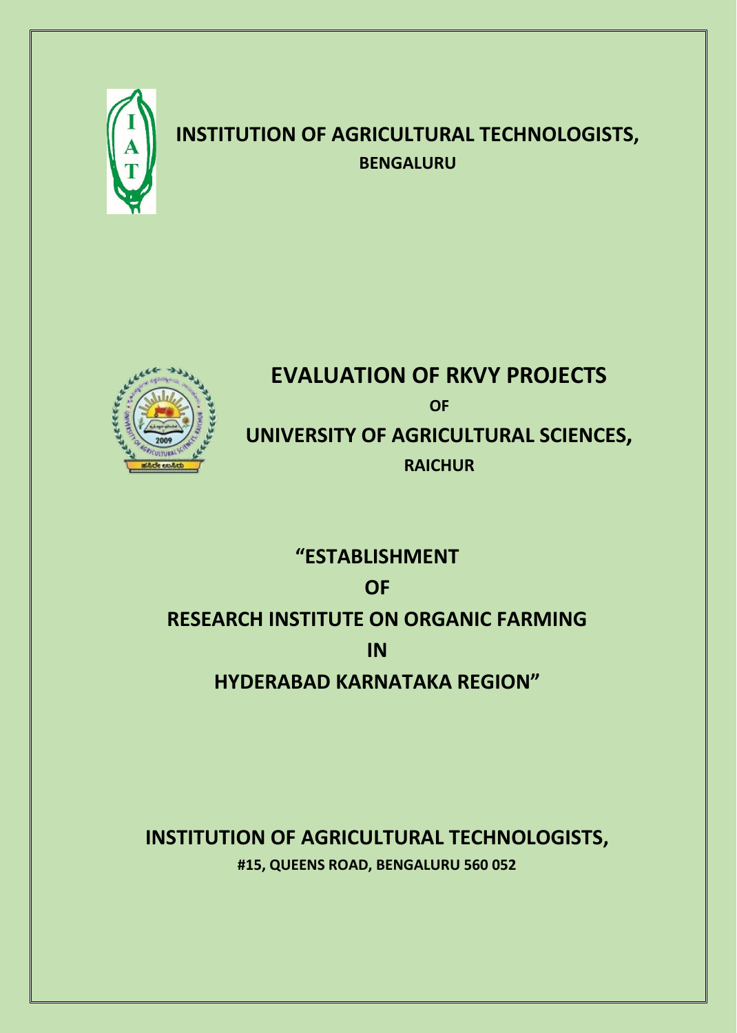# INSTITUTION OF AGRICULTURAL TECHNOLOGISTS,

**BENGALURU**

# EVALUATION OF RKVY PROJECTS

**OF**

## UNIVERSITY OF AGRICULTURAL SCIENCES,

**RAICHUR**

# "ESTABLISHMENT
# OF
# RESEARCH INSTITUTE ON ORGANIC FARMING
# IN
# HYDERABAD KARNATAKA REGION"

## INSTITUTION OF AGRICULTURAL TECHNOLOGISTS,

**#15, QUEENS ROAD, BENGALURU 560 052**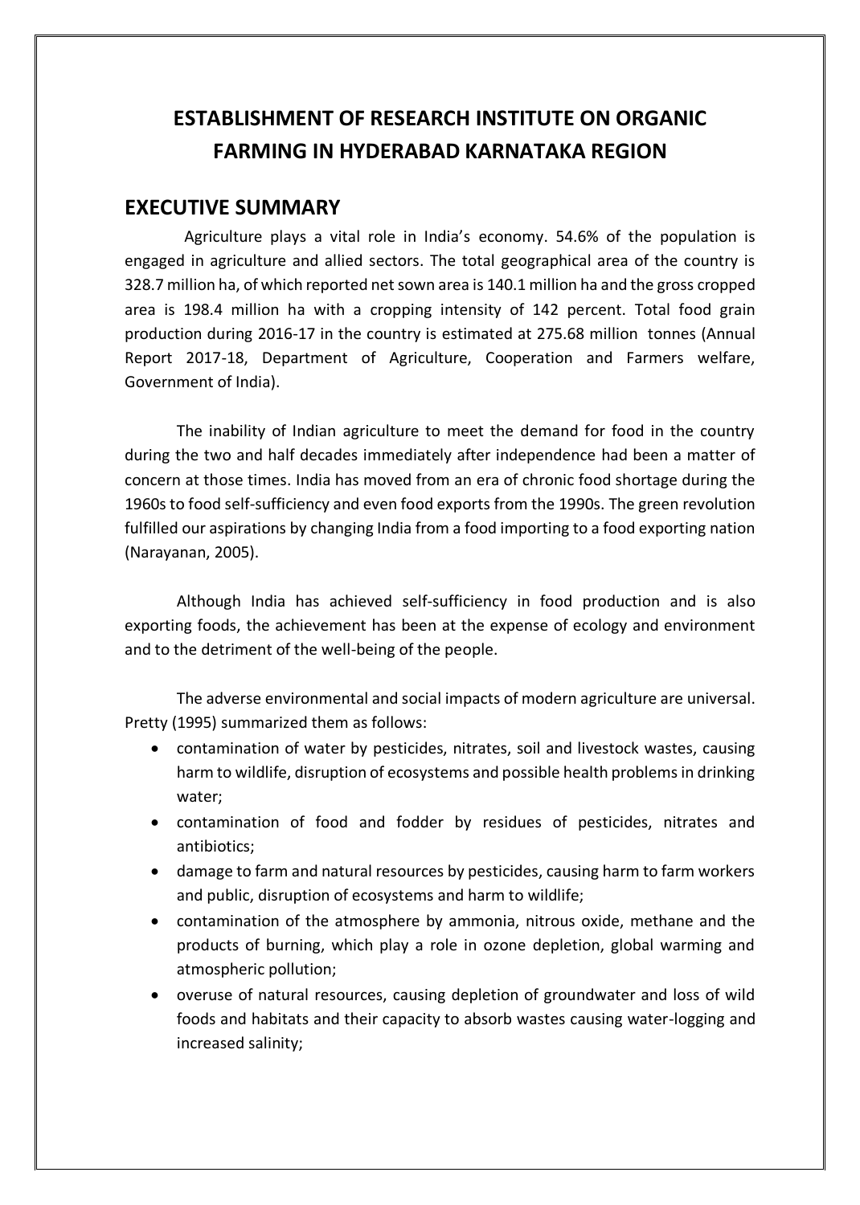# ESTABLISHMENT OF RESEARCH INSTITUTE ON ORGANIC FARMING IN HYDERABAD KARNATAKA REGION

## EXECUTIVE SUMMARY

Agriculture plays a vital role in India's economy. 54.6% of the population is engaged in agriculture and allied sectors. The total geographical area of the country is 328.7 million ha, of which reported net sown area is 140.1 million ha and the gross cropped area is 198.4 million ha with a cropping intensity of 142 percent. Total food grain production during 2016-17 in the country is estimated at 275.68 million tonnes (Annual Report 2017-18, Department of Agriculture, Cooperation and Farmers welfare, Government of India).

The inability of Indian agriculture to meet the demand for food in the country during the two and half decades immediately after independence had been a matter of concern at those times. India has moved from an era of chronic food shortage during the 1960s to food self-sufficiency and even food exports from the 1990s. The green revolution fulfilled our aspirations by changing India from a food importing to a food exporting nation (Narayanan, 2005).

Although India has achieved self-sufficiency in food production and is also exporting foods, the achievement has been at the expense of ecology and environment and to the detriment of the well-being of the people.

The adverse environmental and social impacts of modern agriculture are universal. Pretty (1995) summarized them as follows:

- contamination of water by pesticides, nitrates, soil and livestock wastes, causing harm to wildlife, disruption of ecosystems and possible health problems in drinking water;
- contamination of food and fodder by residues of pesticides, nitrates and antibiotics;
- damage to farm and natural resources by pesticides, causing harm to farm workers and public, disruption of ecosystems and harm to wildlife;
- contamination of the atmosphere by ammonia, nitrous oxide, methane and the products of burning, which play a role in ozone depletion, global warming and atmospheric pollution;
- overuse of natural resources, causing depletion of groundwater and loss of wild foods and habitats and their capacity to absorb wastes causing water-logging and increased salinity;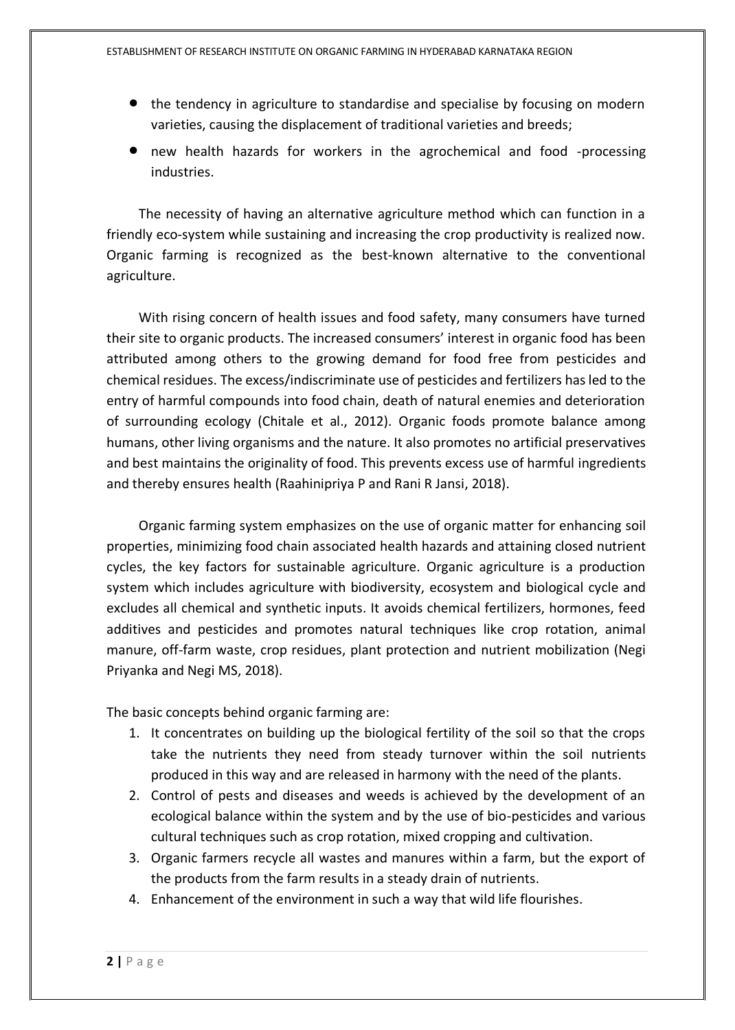- the tendency in agriculture to standardise and specialise by focusing on modern varieties, causing the displacement of traditional varieties and breeds;
- new health hazards for workers in the agrochemical and food -processing industries.

The necessity of having an alternative agriculture method which can function in a friendly eco-system while sustaining and increasing the crop productivity is realized now. Organic farming is recognized as the best-known alternative to the conventional agriculture.

With rising concern of health issues and food safety, many consumers have turned their site to organic products. The increased consumers' interest in organic food has been attributed among others to the growing demand for food free from pesticides and chemical residues. The excess/indiscriminate use of pesticides and fertilizers has led to the entry of harmful compounds into food chain, death of natural enemies and deterioration of surrounding ecology (Chitale et al., 2012). Organic foods promote balance among humans, other living organisms and the nature. It also promotes no artificial preservatives and best maintains the originality of food. This prevents excess use of harmful ingredients and thereby ensures health (Raahinipriya P and Rani R Jansi, 2018).

Organic farming system emphasizes on the use of organic matter for enhancing soil properties, minimizing food chain associated health hazards and attaining closed nutrient cycles, the key factors for sustainable agriculture. Organic agriculture is a production system which includes agriculture with biodiversity, ecosystem and biological cycle and excludes all chemical and synthetic inputs. It avoids chemical fertilizers, hormones, feed additives and pesticides and promotes natural techniques like crop rotation, animal manure, off-farm waste, crop residues, plant protection and nutrient mobilization (Negi Priyanka and Negi MS, 2018).

The basic concepts behind organic farming are:

1. It concentrates on building up the biological fertility of the soil so that the crops take the nutrients they need from steady turnover within the soil nutrients produced in this way and are released in harmony with the need of the plants.
2. Control of pests and diseases and weeds is achieved by the development of an ecological balance within the system and by the use of bio-pesticides and various cultural techniques such as crop rotation, mixed cropping and cultivation.
3. Organic farmers recycle all wastes and manures within a farm, but the export of the products from the farm results in a steady drain of nutrients.
4. Enhancement of the environment in such a way that wild life flourishes.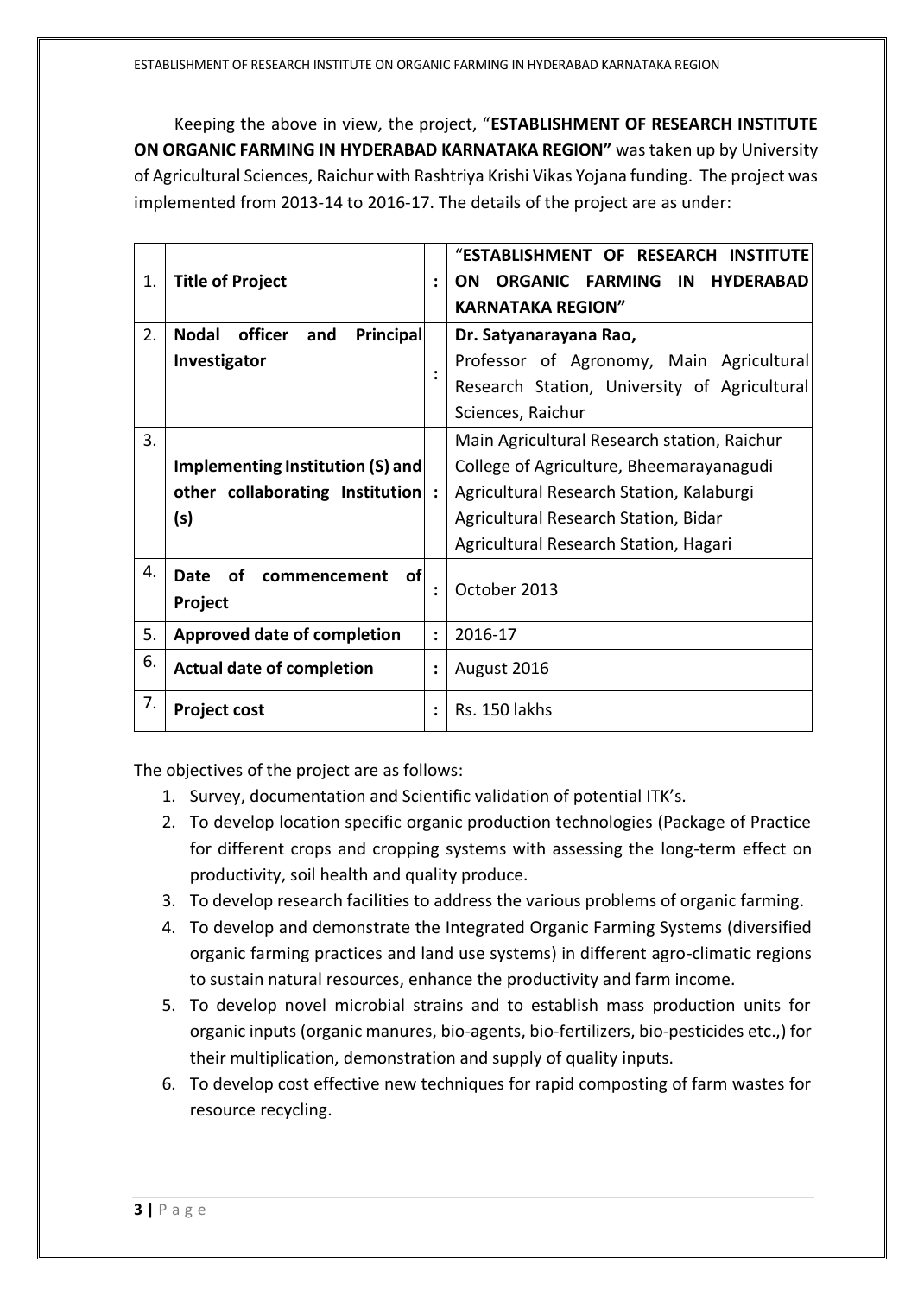Keeping the above in view, the project, "**ESTABLISHMENT OF RESEARCH INSTITUTE ON ORGANIC FARMING IN HYDERABAD KARNATAKA REGION"** was taken up by University of Agricultural Sciences, Raichur with Rashtriya Krishi Vikas Yojana funding. The project was implemented from 2013-14 to 2016-17. The details of the project are as under:

| | | | |
|---|---|---|---|
| 1. | **Title of Project** | : | "**ESTABLISHMENT OF RESEARCH INSTITUTE ON ORGANIC FARMING IN HYDERABAD KARNATAKA REGION"** |
| 2. | **Nodal officer and Principal Investigator** | : | **Dr. Satyanarayana Rao,**<br>Professor of Agronomy, Main Agricultural Research Station, University of Agricultural Sciences, Raichur |
| 3. | **Implementing Institution (S) and other collaborating Institution (s)** | : | Main Agricultural Research station, Raichur<br>College of Agriculture, Bheemarayanagudi<br>Agricultural Research Station, Kalaburgi<br>Agricultural Research Station, Bidar<br>Agricultural Research Station, Hagari |
| 4. | **Date of commencement of Project** | : | October 2013 |
| 5. | **Approved date of completion** | : | 2016-17 |
| 6. | **Actual date of completion** | : | August 2016 |
| 7. | **Project cost** | : | Rs. 150 lakhs |

The objectives of the project are as follows:

1. Survey, documentation and Scientific validation of potential ITK's.
2. To develop location specific organic production technologies (Package of Practice for different crops and cropping systems with assessing the long-term effect on productivity, soil health and quality produce.
3. To develop research facilities to address the various problems of organic farming.
4. To develop and demonstrate the Integrated Organic Farming Systems (diversified organic farming practices and land use systems) in different agro-climatic regions to sustain natural resources, enhance the productivity and farm income.
5. To develop novel microbial strains and to establish mass production units for organic inputs (organic manures, bio-agents, bio-fertilizers, bio-pesticides etc.,) for their multiplication, demonstration and supply of quality inputs.
6. To develop cost effective new techniques for rapid composting of farm wastes for resource recycling.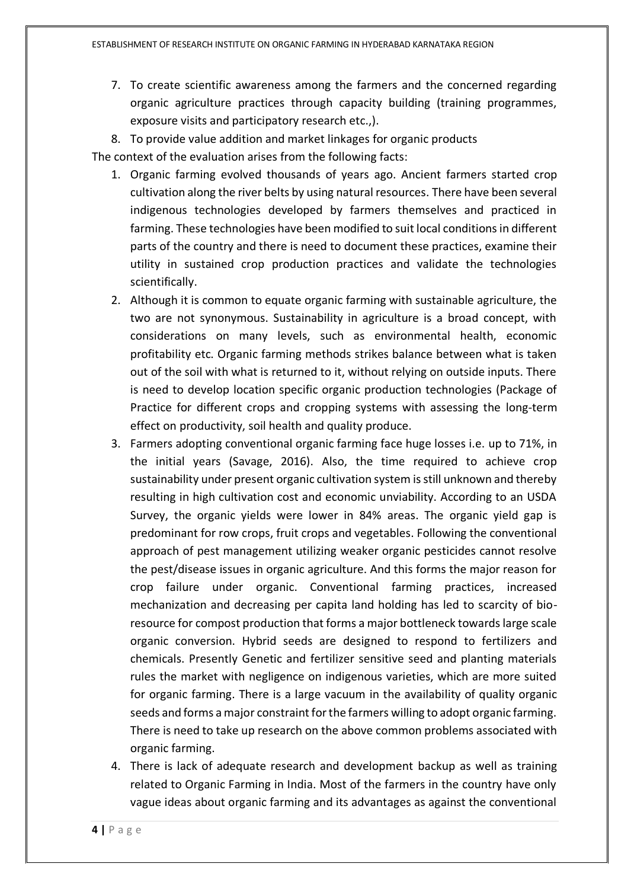7. To create scientific awareness among the farmers and the concerned regarding organic agriculture practices through capacity building (training programmes, exposure visits and participatory research etc.,).
8. To provide value addition and market linkages for organic products

The context of the evaluation arises from the following facts:

1. Organic farming evolved thousands of years ago. Ancient farmers started crop cultivation along the river belts by using natural resources. There have been several indigenous technologies developed by farmers themselves and practiced in farming. These technologies have been modified to suit local conditions in different parts of the country and there is need to document these practices, examine their utility in sustained crop production practices and validate the technologies scientifically.
2. Although it is common to equate organic farming with sustainable agriculture, the two are not synonymous. Sustainability in agriculture is a broad concept, with considerations on many levels, such as environmental health, economic profitability etc. Organic farming methods strikes balance between what is taken out of the soil with what is returned to it, without relying on outside inputs. There is need to develop location specific organic production technologies (Package of Practice for different crops and cropping systems with assessing the long-term effect on productivity, soil health and quality produce.
3. Farmers adopting conventional organic farming face huge losses i.e. up to 71%, in the initial years (Savage, 2016). Also, the time required to achieve crop sustainability under present organic cultivation system is still unknown and thereby resulting in high cultivation cost and economic unviability. According to an USDA Survey, the organic yields were lower in 84% areas. The organic yield gap is predominant for row crops, fruit crops and vegetables. Following the conventional approach of pest management utilizing weaker organic pesticides cannot resolve the pest/disease issues in organic agriculture. And this forms the major reason for crop failure under organic. Conventional farming practices, increased mechanization and decreasing per capita land holding has led to scarcity of bio-resource for compost production that forms a major bottleneck towards large scale organic conversion. Hybrid seeds are designed to respond to fertilizers and chemicals. Presently Genetic and fertilizer sensitive seed and planting materials rules the market with negligence on indigenous varieties, which are more suited for organic farming. There is a large vacuum in the availability of quality organic seeds and forms a major constraint for the farmers willing to adopt organic farming. There is need to take up research on the above common problems associated with organic farming.
4. There is lack of adequate research and development backup as well as training related to Organic Farming in India. Most of the farmers in the country have only vague ideas about organic farming and its advantages as against the conventional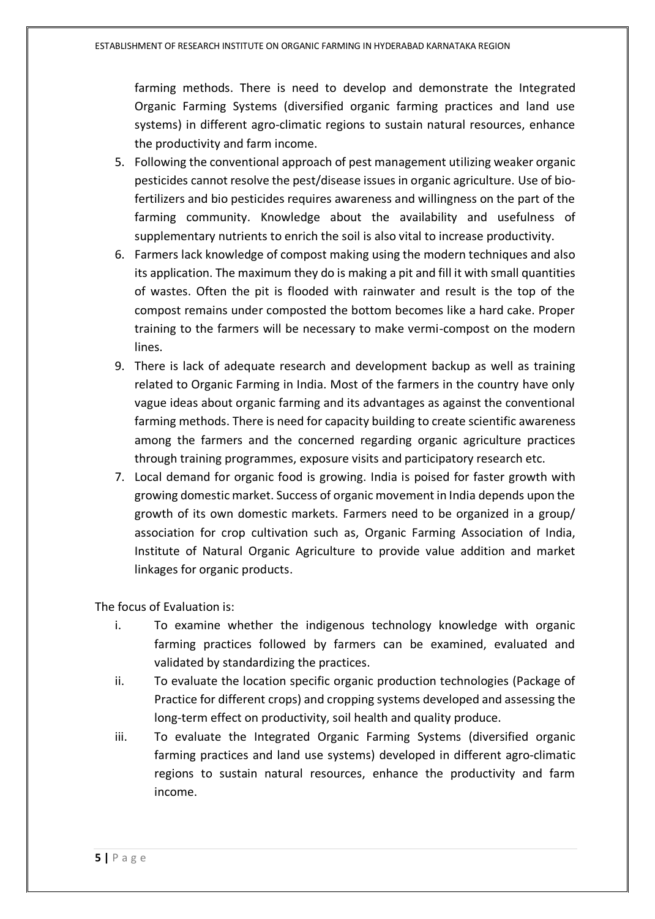farming methods. There is need to develop and demonstrate the Integrated Organic Farming Systems (diversified organic farming practices and land use systems) in different agro-climatic regions to sustain natural resources, enhance the productivity and farm income.

5. Following the conventional approach of pest management utilizing weaker organic pesticides cannot resolve the pest/disease issues in organic agriculture. Use of bio-fertilizers and bio pesticides requires awareness and willingness on the part of the farming community. Knowledge about the availability and usefulness of supplementary nutrients to enrich the soil is also vital to increase productivity.
6. Farmers lack knowledge of compost making using the modern techniques and also its application. The maximum they do is making a pit and fill it with small quantities of wastes. Often the pit is flooded with rainwater and result is the top of the compost remains under composted the bottom becomes like a hard cake. Proper training to the farmers will be necessary to make vermi-compost on the modern lines.
9. There is lack of adequate research and development backup as well as training related to Organic Farming in India. Most of the farmers in the country have only vague ideas about organic farming and its advantages as against the conventional farming methods. There is need for capacity building to create scientific awareness among the farmers and the concerned regarding organic agriculture practices through training programmes, exposure visits and participatory research etc.
7. Local demand for organic food is growing. India is poised for faster growth with growing domestic market. Success of organic movement in India depends upon the growth of its own domestic markets. Farmers need to be organized in a group/ association for crop cultivation such as, Organic Farming Association of India, Institute of Natural Organic Agriculture to provide value addition and market linkages for organic products.

The focus of Evaluation is:

i. To examine whether the indigenous technology knowledge with organic farming practices followed by farmers can be examined, evaluated and validated by standardizing the practices.
ii. To evaluate the location specific organic production technologies (Package of Practice for different crops) and cropping systems developed and assessing the long-term effect on productivity, soil health and quality produce.
iii. To evaluate the Integrated Organic Farming Systems (diversified organic farming practices and land use systems) developed in different agro-climatic regions to sustain natural resources, enhance the productivity and farm income.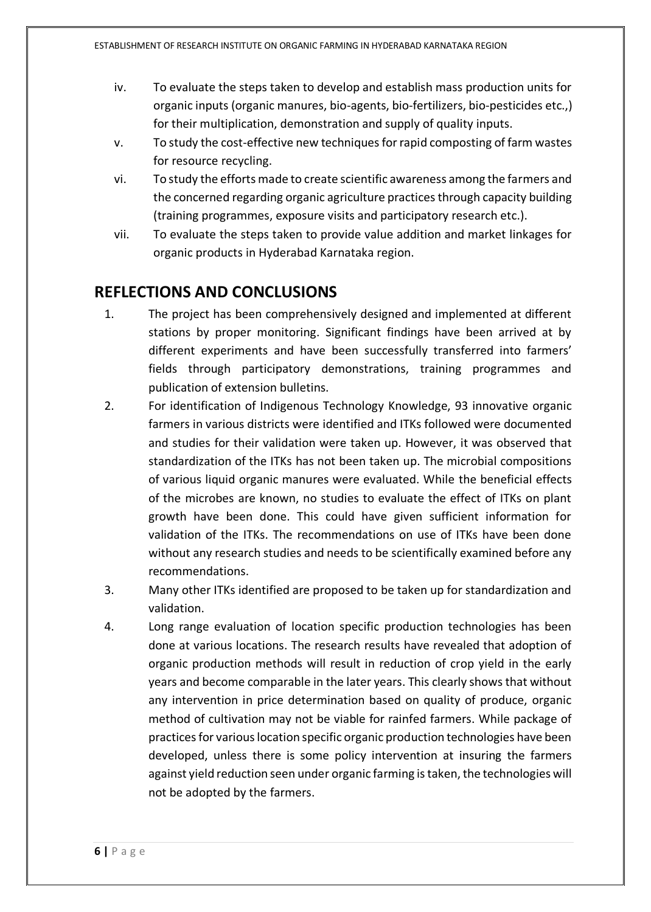iv. To evaluate the steps taken to develop and establish mass production units for organic inputs (organic manures, bio-agents, bio-fertilizers, bio-pesticides etc.,) for their multiplication, demonstration and supply of quality inputs.

v. To study the cost-effective new techniques for rapid composting of farm wastes for resource recycling.

vi. To study the efforts made to create scientific awareness among the farmers and the concerned regarding organic agriculture practices through capacity building (training programmes, exposure visits and participatory research etc.).

vii. To evaluate the steps taken to provide value addition and market linkages for organic products in Hyderabad Karnataka region.

## REFLECTIONS AND CONCLUSIONS

1. The project has been comprehensively designed and implemented at different stations by proper monitoring. Significant findings have been arrived at by different experiments and have been successfully transferred into farmers' fields through participatory demonstrations, training programmes and publication of extension bulletins.
2. For identification of Indigenous Technology Knowledge, 93 innovative organic farmers in various districts were identified and ITKs followed were documented and studies for their validation were taken up. However, it was observed that standardization of the ITKs has not been taken up. The microbial compositions of various liquid organic manures were evaluated. While the beneficial effects of the microbes are known, no studies to evaluate the effect of ITKs on plant growth have been done. This could have given sufficient information for validation of the ITKs. The recommendations on use of ITKs have been done without any research studies and needs to be scientifically examined before any recommendations.
3. Many other ITKs identified are proposed to be taken up for standardization and validation.
4. Long range evaluation of location specific production technologies has been done at various locations. The research results have revealed that adoption of organic production methods will result in reduction of crop yield in the early years and become comparable in the later years. This clearly shows that without any intervention in price determination based on quality of produce, organic method of cultivation may not be viable for rainfed farmers. While package of practices for various location specific organic production technologies have been developed, unless there is some policy intervention at insuring the farmers against yield reduction seen under organic farming is taken, the technologies will not be adopted by the farmers.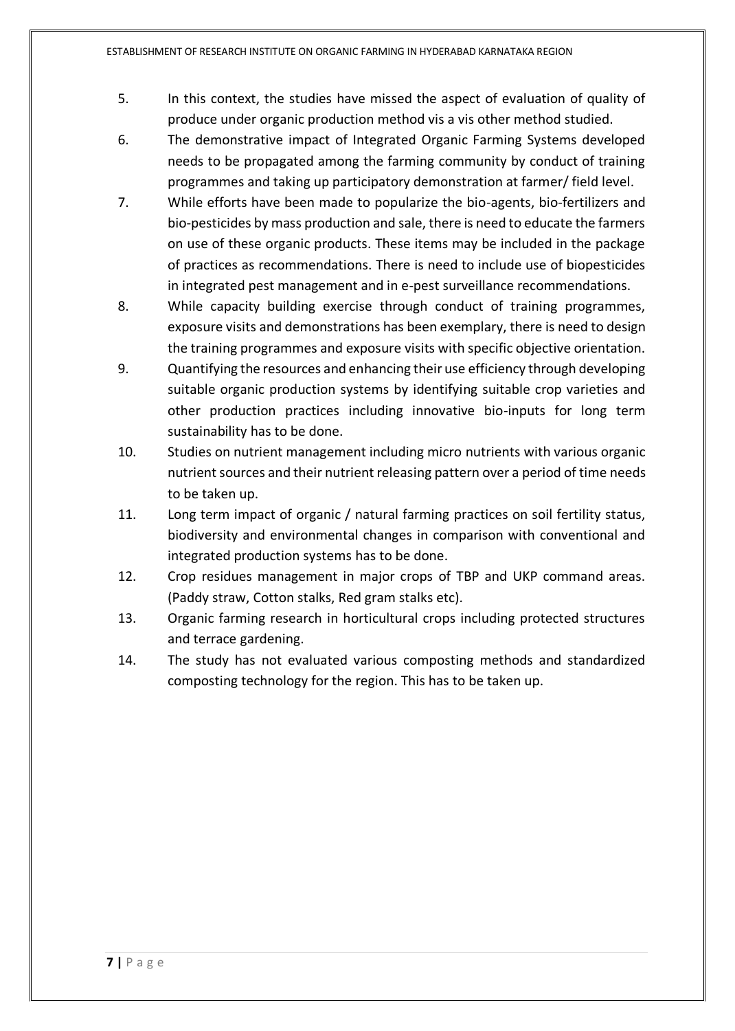5. In this context, the studies have missed the aspect of evaluation of quality of produce under organic production method vis a vis other method studied.
6. The demonstrative impact of Integrated Organic Farming Systems developed needs to be propagated among the farming community by conduct of training programmes and taking up participatory demonstration at farmer/ field level.
7. While efforts have been made to popularize the bio-agents, bio-fertilizers and bio-pesticides by mass production and sale, there is need to educate the farmers on use of these organic products. These items may be included in the package of practices as recommendations. There is need to include use of biopesticides in integrated pest management and in e-pest surveillance recommendations.
8. While capacity building exercise through conduct of training programmes, exposure visits and demonstrations has been exemplary, there is need to design the training programmes and exposure visits with specific objective orientation.
9. Quantifying the resources and enhancing their use efficiency through developing suitable organic production systems by identifying suitable crop varieties and other production practices including innovative bio-inputs for long term sustainability has to be done.
10. Studies on nutrient management including micro nutrients with various organic nutrient sources and their nutrient releasing pattern over a period of time needs to be taken up.
11. Long term impact of organic / natural farming practices on soil fertility status, biodiversity and environmental changes in comparison with conventional and integrated production systems has to be done.
12. Crop residues management in major crops of TBP and UKP command areas. (Paddy straw, Cotton stalks, Red gram stalks etc).
13. Organic farming research in horticultural crops including protected structures and terrace gardening.
14. The study has not evaluated various composting methods and standardized composting technology for the region. This has to be taken up.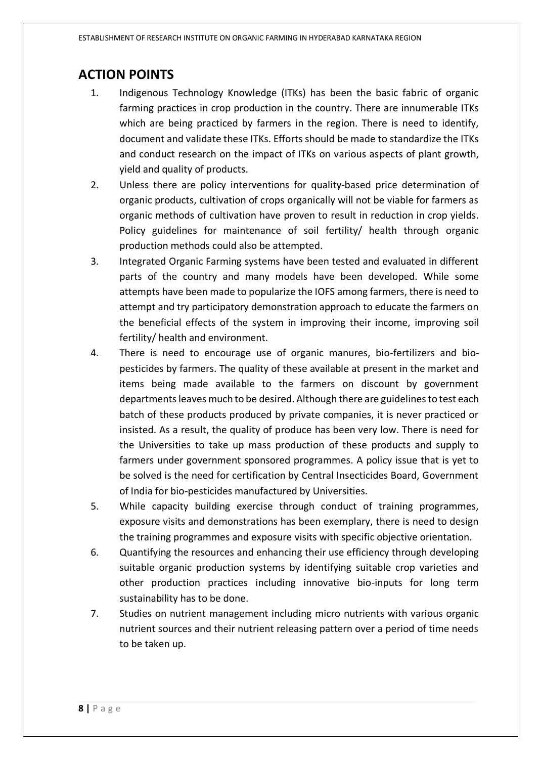## ACTION POINTS

1. Indigenous Technology Knowledge (ITKs) has been the basic fabric of organic farming practices in crop production in the country. There are innumerable ITKs which are being practiced by farmers in the region. There is need to identify, document and validate these ITKs. Efforts should be made to standardize the ITKs and conduct research on the impact of ITKs on various aspects of plant growth, yield and quality of products.
2. Unless there are policy interventions for quality-based price determination of organic products, cultivation of crops organically will not be viable for farmers as organic methods of cultivation have proven to result in reduction in crop yields. Policy guidelines for maintenance of soil fertility/ health through organic production methods could also be attempted.
3. Integrated Organic Farming systems have been tested and evaluated in different parts of the country and many models have been developed. While some attempts have been made to popularize the IOFS among farmers, there is need to attempt and try participatory demonstration approach to educate the farmers on the beneficial effects of the system in improving their income, improving soil fertility/ health and environment.
4. There is need to encourage use of organic manures, bio-fertilizers and bio-pesticides by farmers. The quality of these available at present in the market and items being made available to the farmers on discount by government departments leaves much to be desired. Although there are guidelines to test each batch of these products produced by private companies, it is never practiced or insisted. As a result, the quality of produce has been very low. There is need for the Universities to take up mass production of these products and supply to farmers under government sponsored programmes. A policy issue that is yet to be solved is the need for certification by Central Insecticides Board, Government of India for bio-pesticides manufactured by Universities.
5. While capacity building exercise through conduct of training programmes, exposure visits and demonstrations has been exemplary, there is need to design the training programmes and exposure visits with specific objective orientation.
6. Quantifying the resources and enhancing their use efficiency through developing suitable organic production systems by identifying suitable crop varieties and other production practices including innovative bio-inputs for long term sustainability has to be done.
7. Studies on nutrient management including micro nutrients with various organic nutrient sources and their nutrient releasing pattern over a period of time needs to be taken up.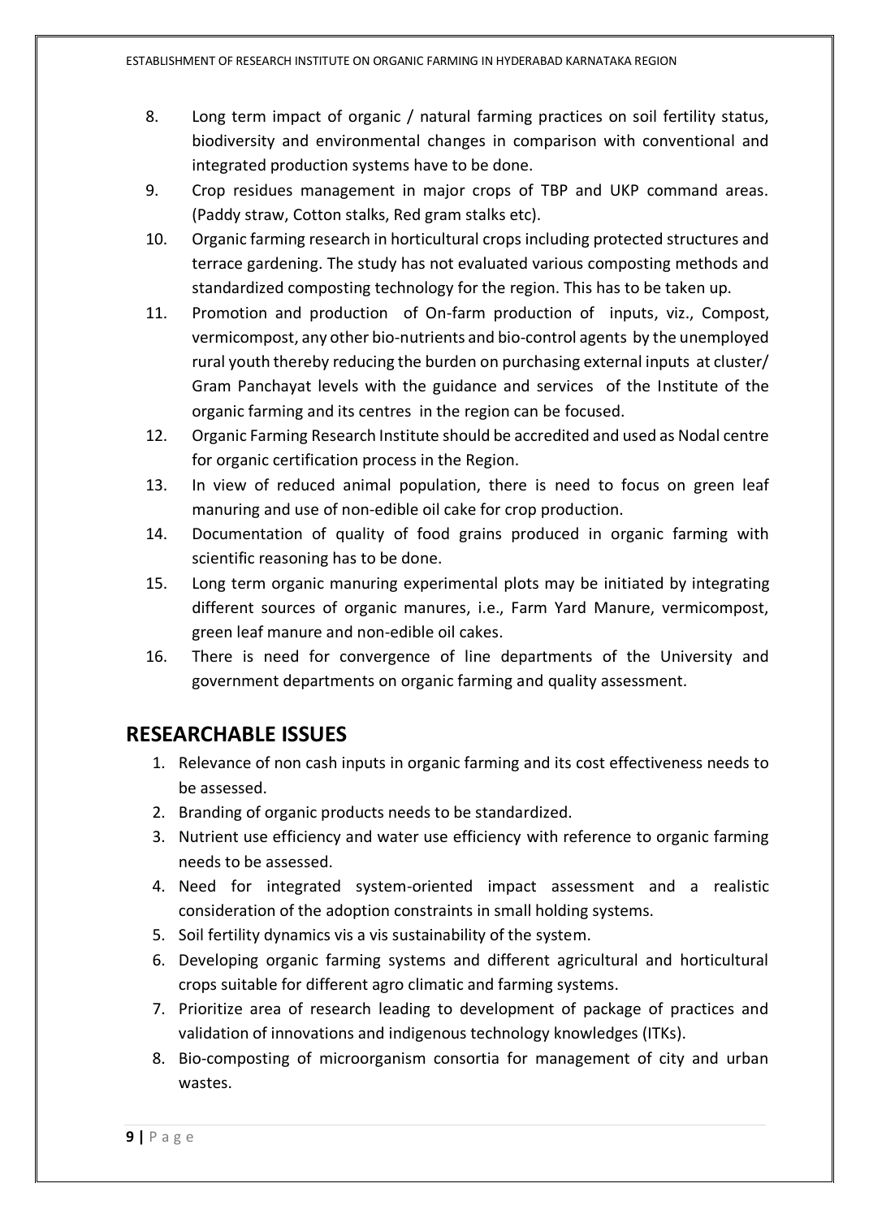8. Long term impact of organic / natural farming practices on soil fertility status, biodiversity and environmental changes in comparison with conventional and integrated production systems have to be done.
9. Crop residues management in major crops of TBP and UKP command areas. (Paddy straw, Cotton stalks, Red gram stalks etc).
10. Organic farming research in horticultural crops including protected structures and terrace gardening. The study has not evaluated various composting methods and standardized composting technology for the region. This has to be taken up.
11. Promotion and production of On-farm production of inputs, viz., Compost, vermicompost, any other bio-nutrients and bio-control agents by the unemployed rural youth thereby reducing the burden on purchasing external inputs at cluster/ Gram Panchayat levels with the guidance and services of the Institute of the organic farming and its centres in the region can be focused.
12. Organic Farming Research Institute should be accredited and used as Nodal centre for organic certification process in the Region.
13. In view of reduced animal population, there is need to focus on green leaf manuring and use of non-edible oil cake for crop production.
14. Documentation of quality of food grains produced in organic farming with scientific reasoning has to be done.
15. Long term organic manuring experimental plots may be initiated by integrating different sources of organic manures, i.e., Farm Yard Manure, vermicompost, green leaf manure and non-edible oil cakes.
16. There is need for convergence of line departments of the University and government departments on organic farming and quality assessment.

## RESEARCHABLE ISSUES

1. Relevance of non cash inputs in organic farming and its cost effectiveness needs to be assessed.
2. Branding of organic products needs to be standardized.
3. Nutrient use efficiency and water use efficiency with reference to organic farming needs to be assessed.
4. Need for integrated system-oriented impact assessment and a realistic consideration of the adoption constraints in small holding systems.
5. Soil fertility dynamics vis a vis sustainability of the system.
6. Developing organic farming systems and different agricultural and horticultural crops suitable for different agro climatic and farming systems.
7. Prioritize area of research leading to development of package of practices and validation of innovations and indigenous technology knowledges (ITKs).
8. Bio-composting of microorganism consortia for management of city and urban wastes.